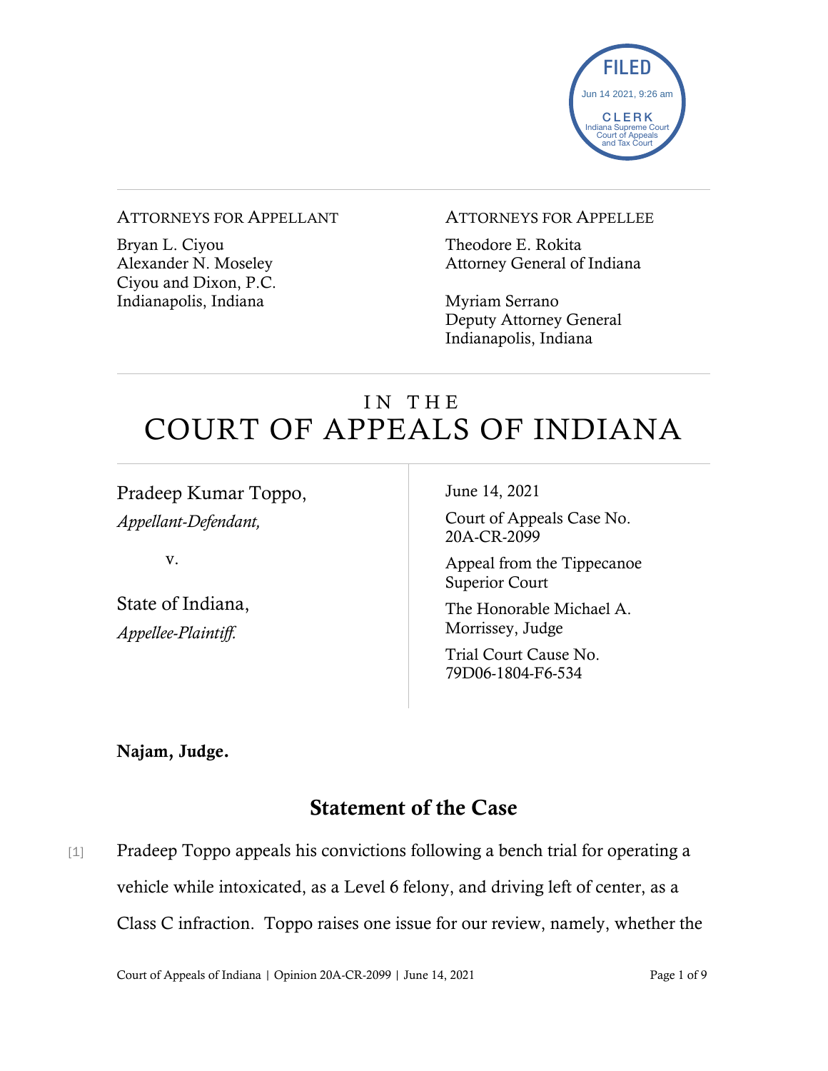FILED
Jun 14 2021, 9:26 am
CLERK
Indiana Supreme Court
Court of Appeals
and Tax Court

ATTORNEYS FOR APPELLANT

Bryan L. Ciyou
Alexander N. Moseley
Ciyou and Dixon, P.C.
Indianapolis, Indiana

ATTORNEYS FOR APPELLEE

Theodore E. Rokita
Attorney General of Indiana

Myriam Serrano
Deputy Attorney General
Indianapolis, Indiana

# IN THE COURT OF APPEALS OF INDIANA

Pradeep Kumar Toppo,
*Appellant-Defendant,*

v.

State of Indiana,
*Appellee-Plaintiff.*

June 14, 2021

Court of Appeals Case No. 20A-CR-2099

Appeal from the Tippecanoe Superior Court

The Honorable Michael A. Morrissey, Judge

Trial Court Cause No. 79D06-1804-F6-534

**Najam, Judge.**

## Statement of the Case

[1] Pradeep Toppo appeals his convictions following a bench trial for operating a vehicle while intoxicated, as a Level 6 felony, and driving left of center, as a Class C infraction. Toppo raises one issue for our review, namely, whether the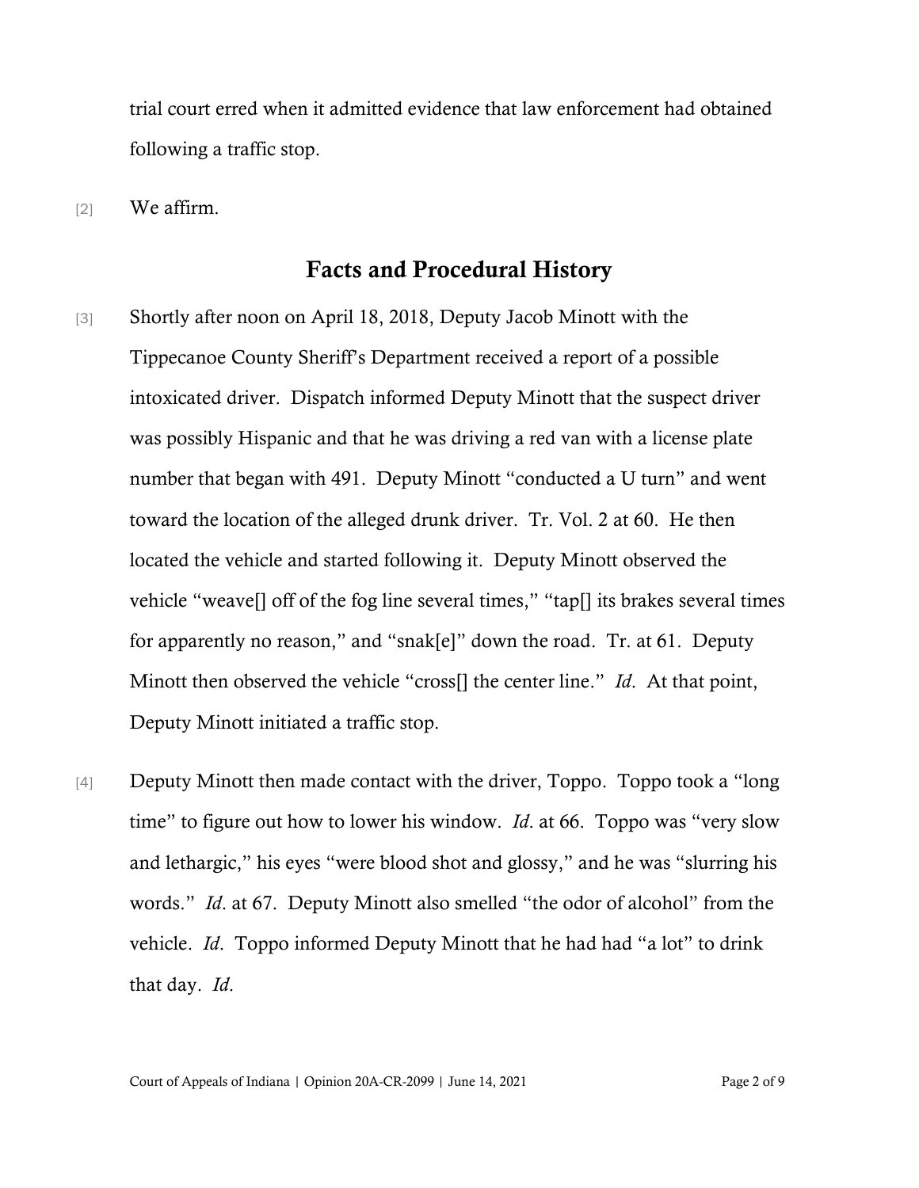trial court erred when it admitted evidence that law enforcement had obtained following a traffic stop.

[2] We affirm.

## Facts and Procedural History

[3] Shortly after noon on April 18, 2018, Deputy Jacob Minott with the Tippecanoe County Sheriff's Department received a report of a possible intoxicated driver. Dispatch informed Deputy Minott that the suspect driver was possibly Hispanic and that he was driving a red van with a license plate number that began with 491. Deputy Minott "conducted a U turn" and went toward the location of the alleged drunk driver. Tr. Vol. 2 at 60. He then located the vehicle and started following it. Deputy Minott observed the vehicle "weave[] off of the fog line several times," "tap[] its brakes several times for apparently no reason," and "snak[e]" down the road. Tr. at 61. Deputy Minott then observed the vehicle "cross[] the center line." *Id*. At that point, Deputy Minott initiated a traffic stop.

[4] Deputy Minott then made contact with the driver, Toppo. Toppo took a "long time" to figure out how to lower his window. *Id*. at 66. Toppo was "very slow and lethargic," his eyes "were blood shot and glossy," and he was "slurring his words." *Id*. at 67. Deputy Minott also smelled "the odor of alcohol" from the vehicle. *Id*. Toppo informed Deputy Minott that he had had "a lot" to drink that day. *Id*.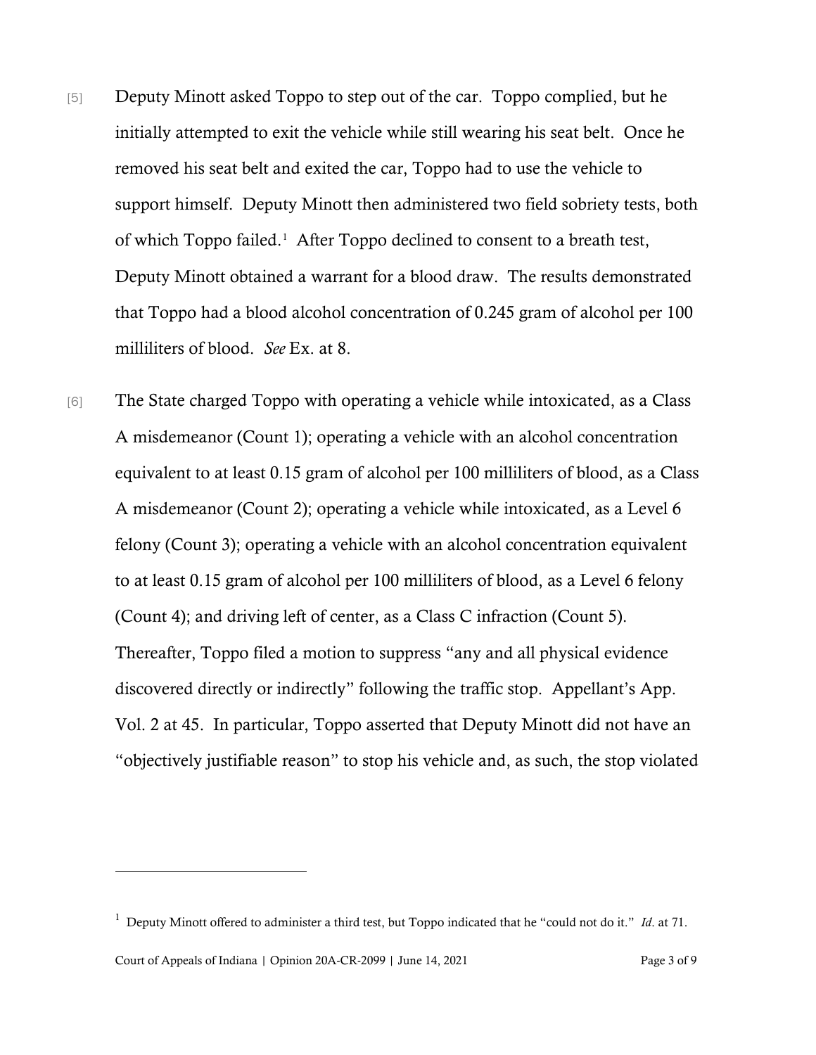[5] Deputy Minott asked Toppo to step out of the car. Toppo complied, but he initially attempted to exit the vehicle while still wearing his seat belt. Once he removed his seat belt and exited the car, Toppo had to use the vehicle to support himself. Deputy Minott then administered two field sobriety tests, both of which Toppo failed.[1] After Toppo declined to consent to a breath test, Deputy Minott obtained a warrant for a blood draw. The results demonstrated that Toppo had a blood alcohol concentration of 0.245 gram of alcohol per 100 milliliters of blood. *See* Ex. at 8.

[6] The State charged Toppo with operating a vehicle while intoxicated, as a Class A misdemeanor (Count 1); operating a vehicle with an alcohol concentration equivalent to at least 0.15 gram of alcohol per 100 milliliters of blood, as a Class A misdemeanor (Count 2); operating a vehicle while intoxicated, as a Level 6 felony (Count 3); operating a vehicle with an alcohol concentration equivalent to at least 0.15 gram of alcohol per 100 milliliters of blood, as a Level 6 felony (Count 4); and driving left of center, as a Class C infraction (Count 5). Thereafter, Toppo filed a motion to suppress "any and all physical evidence discovered directly or indirectly" following the traffic stop. Appellant's App. Vol. 2 at 45. In particular, Toppo asserted that Deputy Minott did not have an "objectively justifiable reason" to stop his vehicle and, as such, the stop violated

---

[1] Deputy Minott offered to administer a third test, but Toppo indicated that he "could not do it." *Id*. at 71.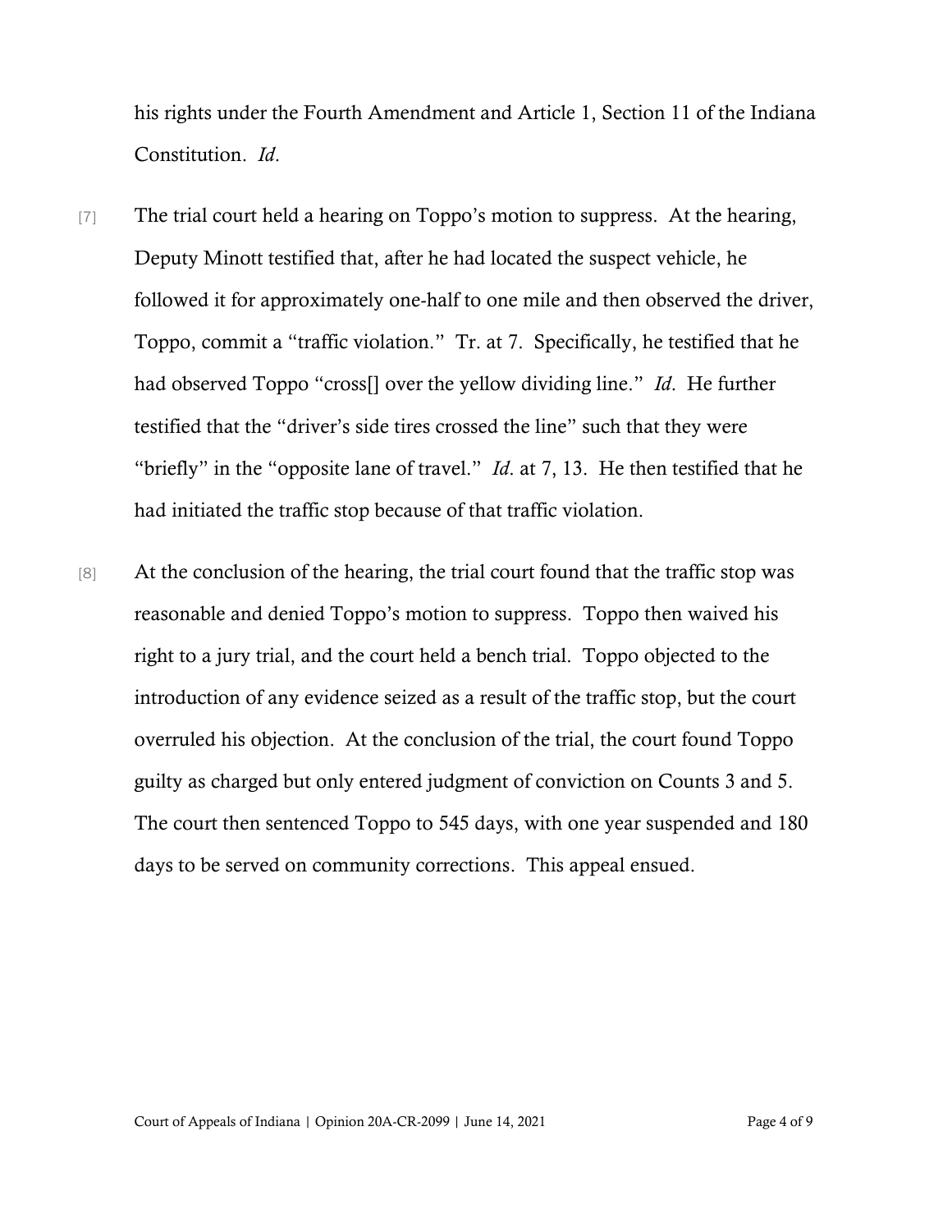his rights under the Fourth Amendment and Article 1, Section 11 of the Indiana Constitution. *Id*.

[7] The trial court held a hearing on Toppo's motion to suppress. At the hearing, Deputy Minott testified that, after he had located the suspect vehicle, he followed it for approximately one-half to one mile and then observed the driver, Toppo, commit a "traffic violation." Tr. at 7. Specifically, he testified that he had observed Toppo "cross[] over the yellow dividing line." *Id*. He further testified that the "driver's side tires crossed the line" such that they were "briefly" in the "opposite lane of travel." *Id*. at 7, 13. He then testified that he had initiated the traffic stop because of that traffic violation.

[8] At the conclusion of the hearing, the trial court found that the traffic stop was reasonable and denied Toppo's motion to suppress. Toppo then waived his right to a jury trial, and the court held a bench trial. Toppo objected to the introduction of any evidence seized as a result of the traffic stop, but the court overruled his objection. At the conclusion of the trial, the court found Toppo guilty as charged but only entered judgment of conviction on Counts 3 and 5. The court then sentenced Toppo to 545 days, with one year suspended and 180 days to be served on community corrections. This appeal ensued.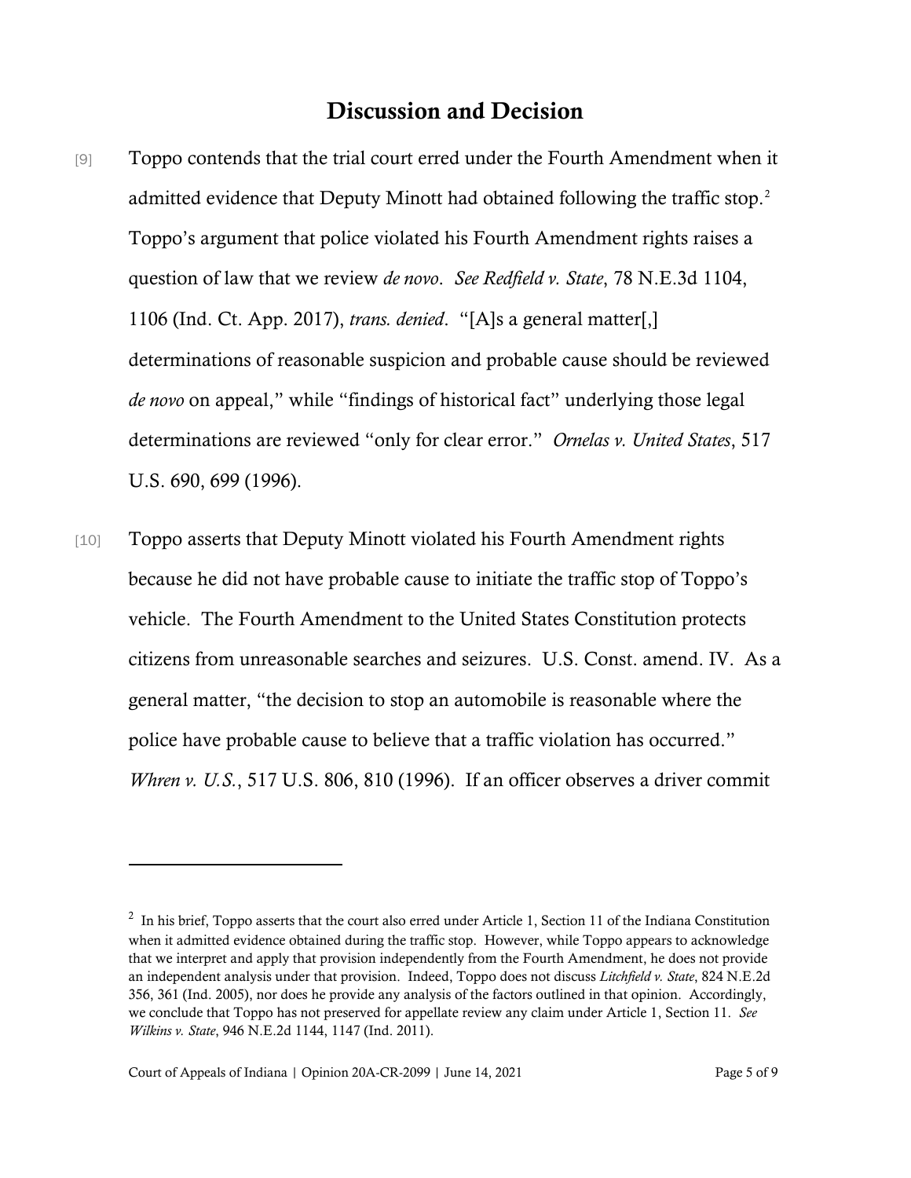## Discussion and Decision

[9] Toppo contends that the trial court erred under the Fourth Amendment when it admitted evidence that Deputy Minott had obtained following the traffic stop.[2] Toppo's argument that police violated his Fourth Amendment rights raises a question of law that we review *de novo*. *See Redfield v. State*, 78 N.E.3d 1104, 1106 (Ind. Ct. App. 2017), *trans. denied*. "[A]s a general matter[,] determinations of reasonable suspicion and probable cause should be reviewed *de novo* on appeal," while "findings of historical fact" underlying those legal determinations are reviewed "only for clear error." *Ornelas v. United States*, 517 U.S. 690, 699 (1996).

[10] Toppo asserts that Deputy Minott violated his Fourth Amendment rights because he did not have probable cause to initiate the traffic stop of Toppo's vehicle. The Fourth Amendment to the United States Constitution protects citizens from unreasonable searches and seizures. U.S. Const. amend. IV. As a general matter, "the decision to stop an automobile is reasonable where the police have probable cause to believe that a traffic violation has occurred." *Whren v. U.S.*, 517 U.S. 806, 810 (1996). If an officer observes a driver commit

---

[2] In his brief, Toppo asserts that the court also erred under Article 1, Section 11 of the Indiana Constitution when it admitted evidence obtained during the traffic stop. However, while Toppo appears to acknowledge that we interpret and apply that provision independently from the Fourth Amendment, he does not provide an independent analysis under that provision. Indeed, Toppo does not discuss *Litchfield v. State*, 824 N.E.2d 356, 361 (Ind. 2005), nor does he provide any analysis of the factors outlined in that opinion. Accordingly, we conclude that Toppo has not preserved for appellate review any claim under Article 1, Section 11. *See Wilkins v. State*, 946 N.E.2d 1144, 1147 (Ind. 2011).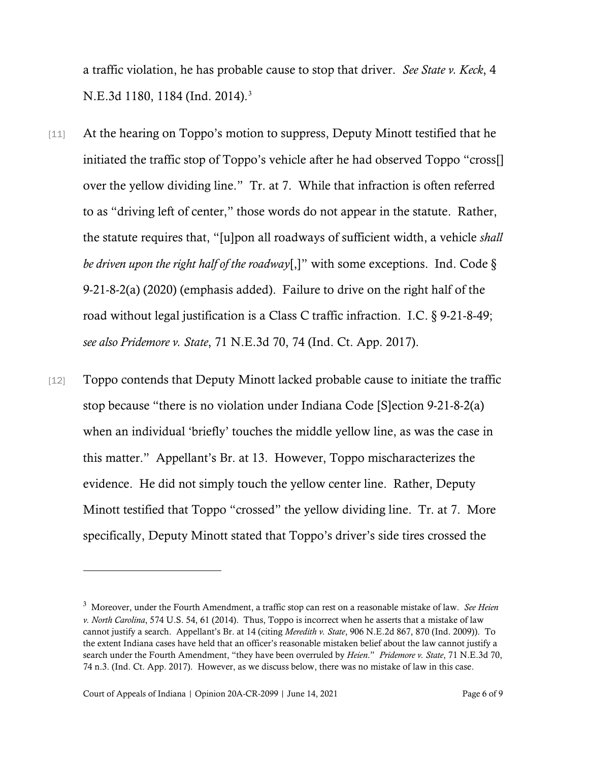a traffic violation, he has probable cause to stop that driver. *See State v. Keck*, 4 N.E.3d 1180, 1184 (Ind. 2014).[3]

[11] At the hearing on Toppo's motion to suppress, Deputy Minott testified that he initiated the traffic stop of Toppo's vehicle after he had observed Toppo "cross[] over the yellow dividing line." Tr. at 7. While that infraction is often referred to as "driving left of center," those words do not appear in the statute. Rather, the statute requires that, "[u]pon all roadways of sufficient width, a vehicle *shall be driven upon the right half of the roadway*[,]" with some exceptions. Ind. Code § 9-21-8-2(a) (2020) (emphasis added). Failure to drive on the right half of the road without legal justification is a Class C traffic infraction. I.C. § 9-21-8-49; *see also Pridemore v. State*, 71 N.E.3d 70, 74 (Ind. Ct. App. 2017).

[12] Toppo contends that Deputy Minott lacked probable cause to initiate the traffic stop because "there is no violation under Indiana Code [S]ection 9-21-8-2(a) when an individual 'briefly' touches the middle yellow line, as was the case in this matter." Appellant's Br. at 13. However, Toppo mischaracterizes the evidence. He did not simply touch the yellow center line. Rather, Deputy Minott testified that Toppo "crossed" the yellow dividing line. Tr. at 7. More specifically, Deputy Minott stated that Toppo's driver's side tires crossed the

---

[3] Moreover, under the Fourth Amendment, a traffic stop can rest on a reasonable mistake of law. *See Heien v. North Carolina*, 574 U.S. 54, 61 (2014). Thus, Toppo is incorrect when he asserts that a mistake of law cannot justify a search. Appellant's Br. at 14 (citing *Meredith v. State*, 906 N.E.2d 867, 870 (Ind. 2009)). To the extent Indiana cases have held that an officer's reasonable mistaken belief about the law cannot justify a search under the Fourth Amendment, "they have been overruled by *Heien*." *Pridemore v. State*, 71 N.E.3d 70, 74 n.3. (Ind. Ct. App. 2017). However, as we discuss below, there was no mistake of law in this case.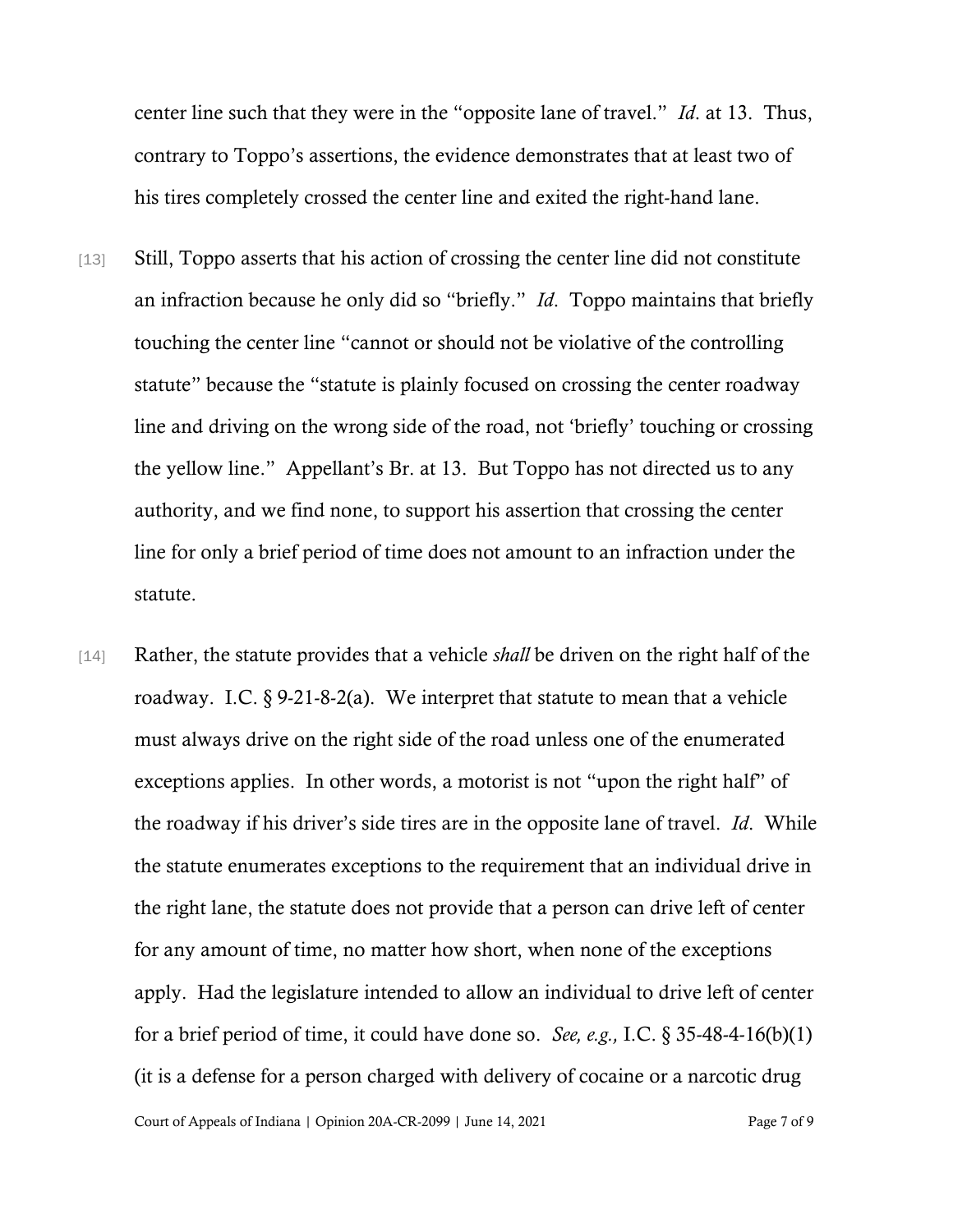center line such that they were in the "opposite lane of travel." *Id*. at 13. Thus, contrary to Toppo's assertions, the evidence demonstrates that at least two of his tires completely crossed the center line and exited the right-hand lane.

[13] Still, Toppo asserts that his action of crossing the center line did not constitute an infraction because he only did so "briefly." *Id*. Toppo maintains that briefly touching the center line "cannot or should not be violative of the controlling statute" because the "statute is plainly focused on crossing the center roadway line and driving on the wrong side of the road, not 'briefly' touching or crossing the yellow line." Appellant's Br. at 13. But Toppo has not directed us to any authority, and we find none, to support his assertion that crossing the center line for only a brief period of time does not amount to an infraction under the statute.

[14] Rather, the statute provides that a vehicle *shall* be driven on the right half of the roadway. I.C. § 9-21-8-2(a). We interpret that statute to mean that a vehicle must always drive on the right side of the road unless one of the enumerated exceptions applies. In other words, a motorist is not "upon the right half" of the roadway if his driver's side tires are in the opposite lane of travel. *Id*. While the statute enumerates exceptions to the requirement that an individual drive in the right lane, the statute does not provide that a person can drive left of center for any amount of time, no matter how short, when none of the exceptions apply. Had the legislature intended to allow an individual to drive left of center for a brief period of time, it could have done so. *See, e.g.,* I.C. § 35-48-4-16(b)(1) (it is a defense for a person charged with delivery of cocaine or a narcotic drug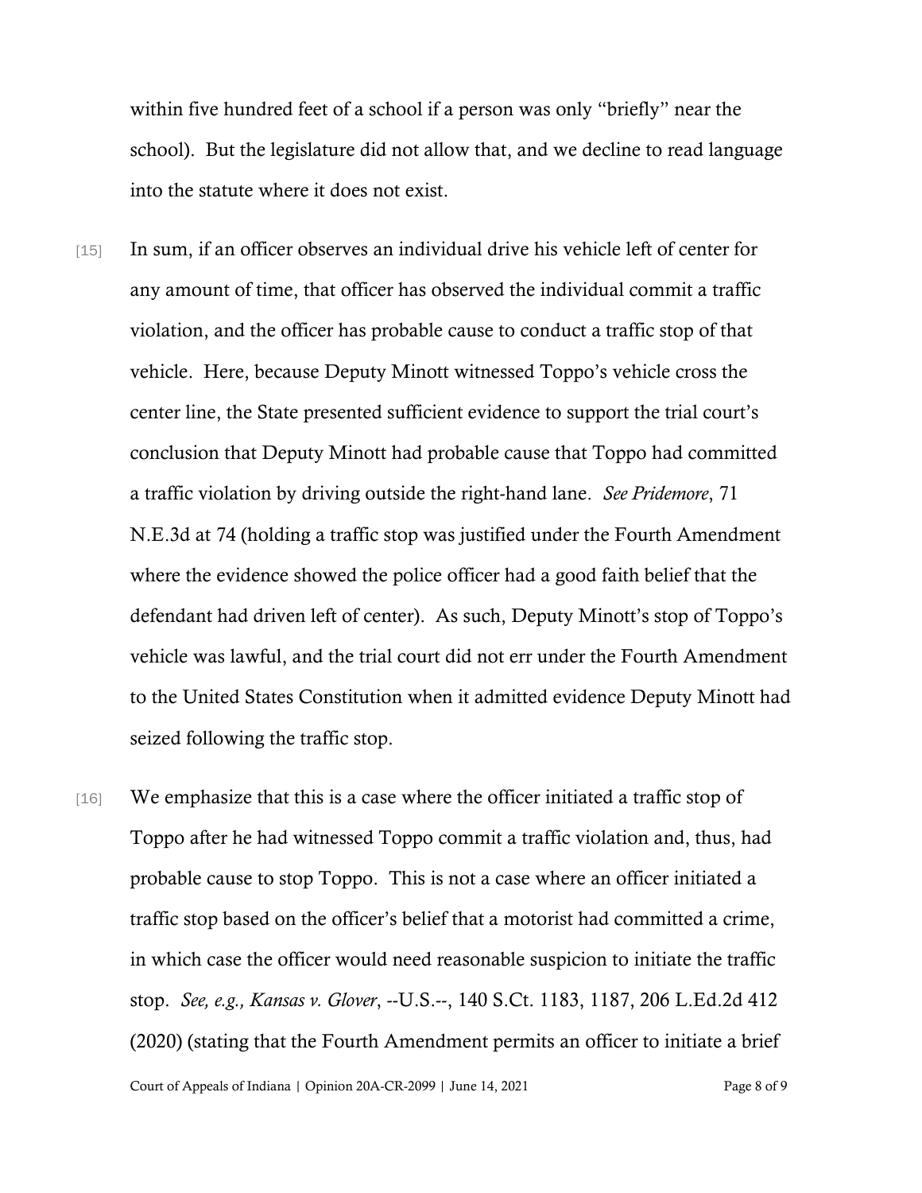within five hundred feet of a school if a person was only "briefly" near the school). But the legislature did not allow that, and we decline to read language into the statute where it does not exist.

[15] In sum, if an officer observes an individual drive his vehicle left of center for any amount of time, that officer has observed the individual commit a traffic violation, and the officer has probable cause to conduct a traffic stop of that vehicle. Here, because Deputy Minott witnessed Toppo's vehicle cross the center line, the State presented sufficient evidence to support the trial court's conclusion that Deputy Minott had probable cause that Toppo had committed a traffic violation by driving outside the right-hand lane. *See Pridemore*, 71 N.E.3d at 74 (holding a traffic stop was justified under the Fourth Amendment where the evidence showed the police officer had a good faith belief that the defendant had driven left of center). As such, Deputy Minott's stop of Toppo's vehicle was lawful, and the trial court did not err under the Fourth Amendment to the United States Constitution when it admitted evidence Deputy Minott had seized following the traffic stop.

[16] We emphasize that this is a case where the officer initiated a traffic stop of Toppo after he had witnessed Toppo commit a traffic violation and, thus, had probable cause to stop Toppo. This is not a case where an officer initiated a traffic stop based on the officer's belief that a motorist had committed a crime, in which case the officer would need reasonable suspicion to initiate the traffic stop. *See, e.g., Kansas v. Glover*, --U.S.--, 140 S.Ct. 1183, 1187, 206 L.Ed.2d 412 (2020) (stating that the Fourth Amendment permits an officer to initiate a brief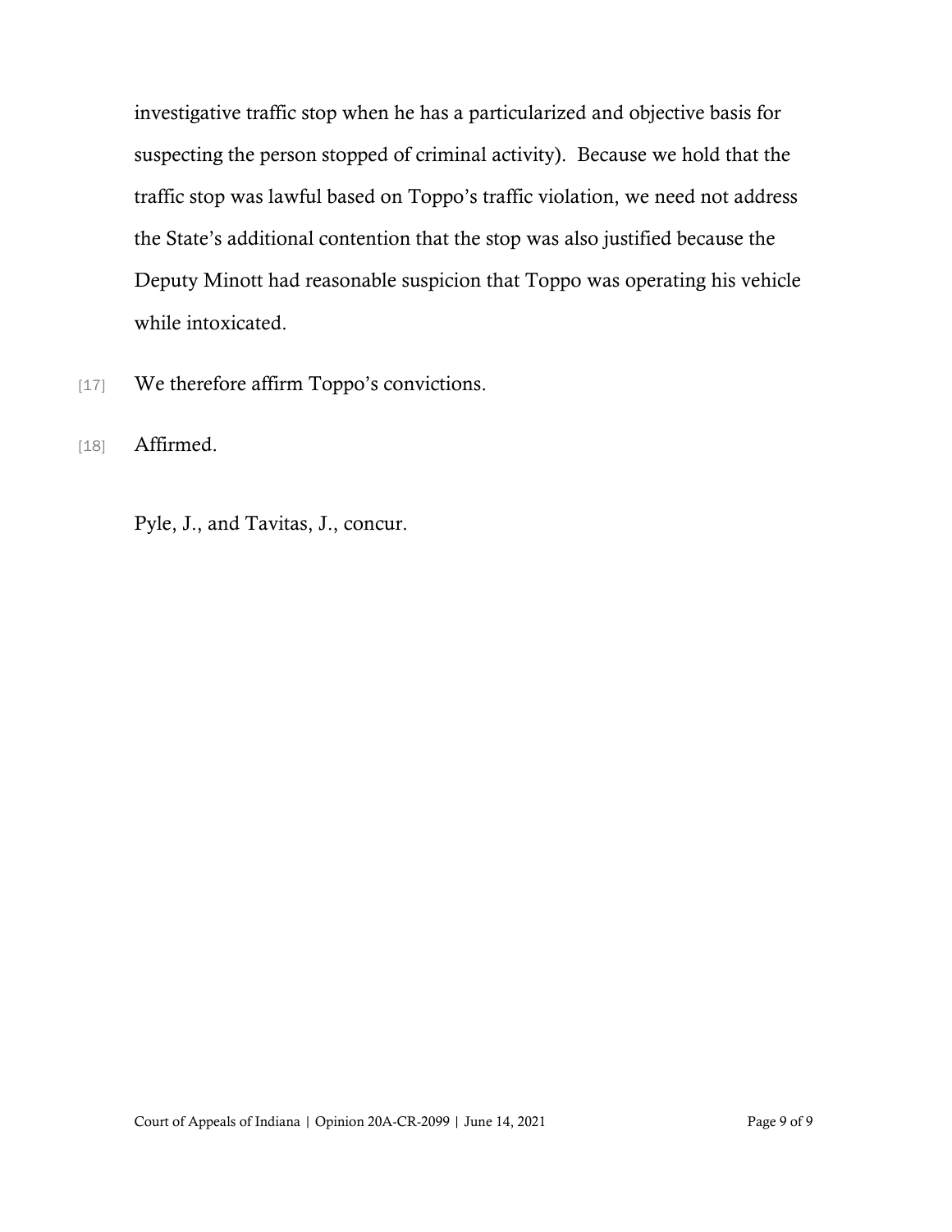investigative traffic stop when he has a particularized and objective basis for suspecting the person stopped of criminal activity). Because we hold that the traffic stop was lawful based on Toppo's traffic violation, we need not address the State's additional contention that the stop was also justified because the Deputy Minott had reasonable suspicion that Toppo was operating his vehicle while intoxicated.

[17] We therefore affirm Toppo's convictions.

[18] Affirmed.

Pyle, J., and Tavitas, J., concur.